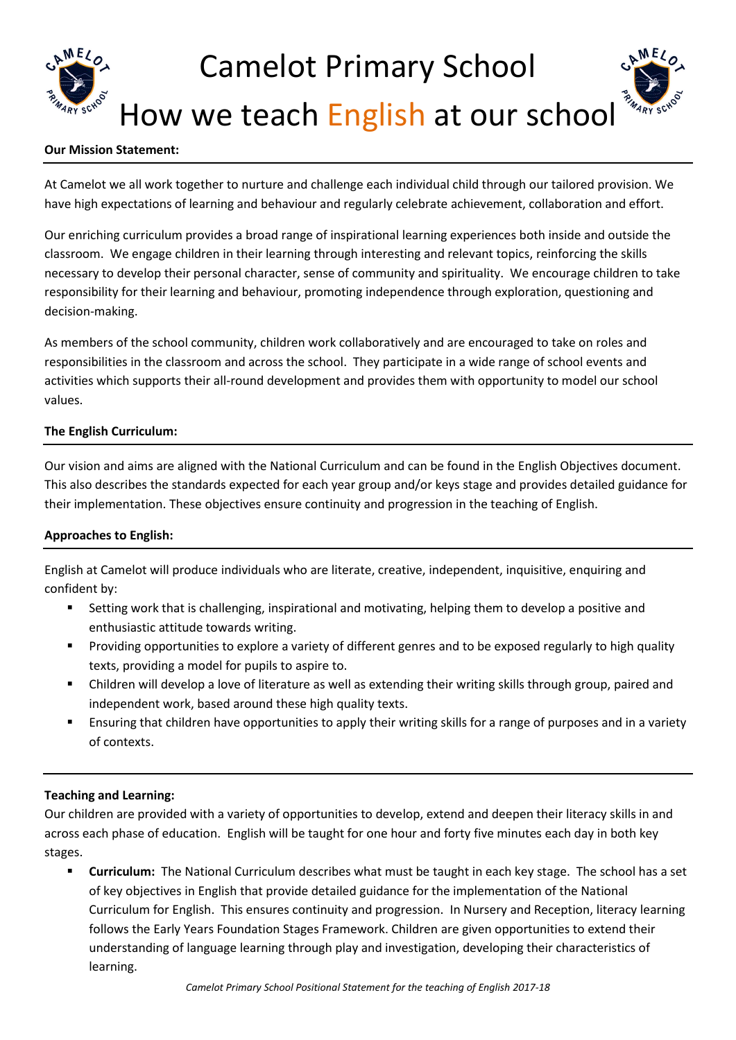# Camelot Primary School

# How we teach English at our school

**Our Mission Statement:**

At Camelot we all work together to nurture and challenge each individual child through our tailored provision. We have high expectations of learning and behaviour and regularly celebrate achievement, collaboration and effort.

Our enriching curriculum provides a broad range of inspirational learning experiences both inside and outside the classroom. We engage children in their learning through interesting and relevant topics, reinforcing the skills necessary to develop their personal character, sense of community and spirituality. We encourage children to take responsibility for their learning and behaviour, promoting independence through exploration, questioning and decision-making.

As members of the school community, children work collaboratively and are encouraged to take on roles and responsibilities in the classroom and across the school. They participate in a wide range of school events and activities which supports their all-round development and provides them with opportunity to model our school values.

**The English Curriculum:**

Our vision and aims are aligned with the National Curriculum and can be found in the English Objectives document. This also describes the standards expected for each year group and/or keys stage and provides detailed guidance for their implementation. These objectives ensure continuity and progression in the teaching of English.

**Approaches to English:**

English at Camelot will produce individuals who are literate, creative, independent, inquisitive, enquiring and confident by:

- Setting work that is challenging, inspirational and motivating, helping them to develop a positive and enthusiastic attitude towards writing.
- Providing opportunities to explore a variety of different genres and to be exposed regularly to high quality texts, providing a model for pupils to aspire to.
- Children will develop a love of literature as well as extending their writing skills through group, paired and independent work, based around these high quality texts.
- Ensuring that children have opportunities to apply their writing skills for a range of purposes and in a variety of contexts.

**Teaching and Learning:**

Our children are provided with a variety of opportunities to develop, extend and deepen their literacy skills in and across each phase of education. English will be taught for one hour and forty five minutes each day in both key stages.

- **Curriculum:** The National Curriculum describes what must be taught in each key stage. The school has a set of key objectives in English that provide detailed guidance for the implementation of the National Curriculum for English. This ensures continuity and progression. In Nursery and Reception, literacy learning follows the Early Years Foundation Stages Framework. Children are given opportunities to extend their understanding of language learning through play and investigation, developing their characteristics of learning.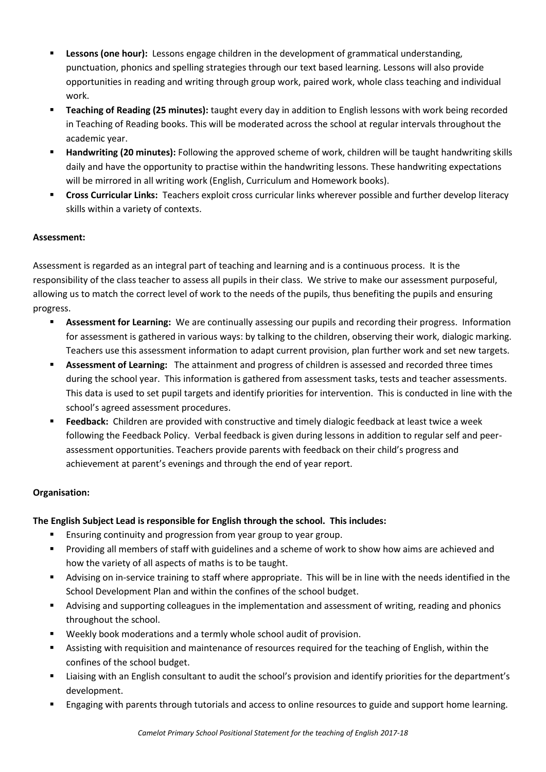- **Lessons (one hour):** Lessons engage children in the development of grammatical understanding, punctuation, phonics and spelling strategies through our text based learning. Lessons will also provide opportunities in reading and writing through group work, paired work, whole class teaching and individual work.
- **Teaching of Reading (25 minutes):** taught every day in addition to English lessons with work being recorded in Teaching of Reading books. This will be moderated across the school at regular intervals throughout the academic year.
- **Handwriting (20 minutes):** Following the approved scheme of work, children will be taught handwriting skills daily and have the opportunity to practise within the handwriting lessons. These handwriting expectations will be mirrored in all writing work (English, Curriculum and Homework books).
- **Cross Curricular Links:** Teachers exploit cross curricular links wherever possible and further develop literacy skills within a variety of contexts.

**Assessment:**

Assessment is regarded as an integral part of teaching and learning and is a continuous process. It is the responsibility of the class teacher to assess all pupils in their class. We strive to make our assessment purposeful, allowing us to match the correct level of work to the needs of the pupils, thus benefiting the pupils and ensuring progress.

- **Assessment for Learning:** We are continually assessing our pupils and recording their progress. Information for assessment is gathered in various ways: by talking to the children, observing their work, dialogic marking. Teachers use this assessment information to adapt current provision, plan further work and set new targets.
- **Assessment of Learning:** The attainment and progress of children is assessed and recorded three times during the school year. This information is gathered from assessment tasks, tests and teacher assessments. This data is used to set pupil targets and identify priorities for intervention. This is conducted in line with the school's agreed assessment procedures.
- **Feedback:** Children are provided with constructive and timely dialogic feedback at least twice a week following the Feedback Policy. Verbal feedback is given during lessons in addition to regular self and peer-assessment opportunities. Teachers provide parents with feedback on their child's progress and achievement at parent's evenings and through the end of year report.

**Organisation:**

**The English Subject Lead is responsible for English through the school. This includes:**

- Ensuring continuity and progression from year group to year group.
- Providing all members of staff with guidelines and a scheme of work to show how aims are achieved and how the variety of all aspects of maths is to be taught.
- Advising on in-service training to staff where appropriate. This will be in line with the needs identified in the School Development Plan and within the confines of the school budget.
- Advising and supporting colleagues in the implementation and assessment of writing, reading and phonics throughout the school.
- Weekly book moderations and a termly whole school audit of provision.
- Assisting with requisition and maintenance of resources required for the teaching of English, within the confines of the school budget.
- Liaising with an English consultant to audit the school's provision and identify priorities for the department's development.
- Engaging with parents through tutorials and access to online resources to guide and support home learning.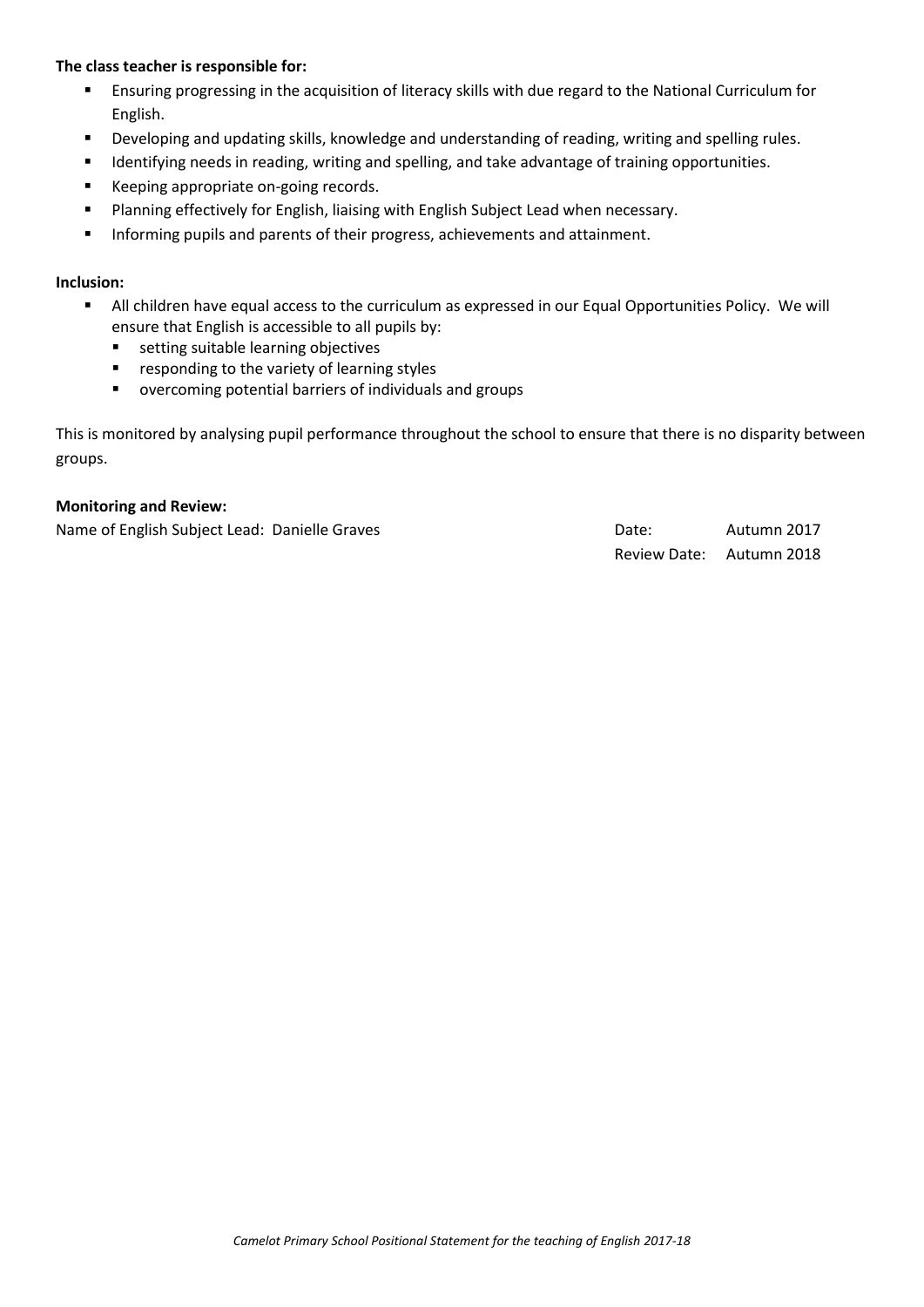**The class teacher is responsible for:**

- Ensuring progressing in the acquisition of literacy skills with due regard to the National Curriculum for English.
- Developing and updating skills, knowledge and understanding of reading, writing and spelling rules.
- Identifying needs in reading, writing and spelling, and take advantage of training opportunities.
- Keeping appropriate on-going records.
- Planning effectively for English, liaising with English Subject Lead when necessary.
- Informing pupils and parents of their progress, achievements and attainment.

**Inclusion:**

- All children have equal access to the curriculum as expressed in our Equal Opportunities Policy. We will ensure that English is accessible to all pupils by:
  - setting suitable learning objectives
  - responding to the variety of learning styles
  - overcoming potential barriers of individuals and groups

This is monitored by analysing pupil performance throughout the school to ensure that there is no disparity between groups.

**Monitoring and Review:**

Name of English Subject Lead: Danielle Graves

Date: Autumn 2017

Review Date: Autumn 2018